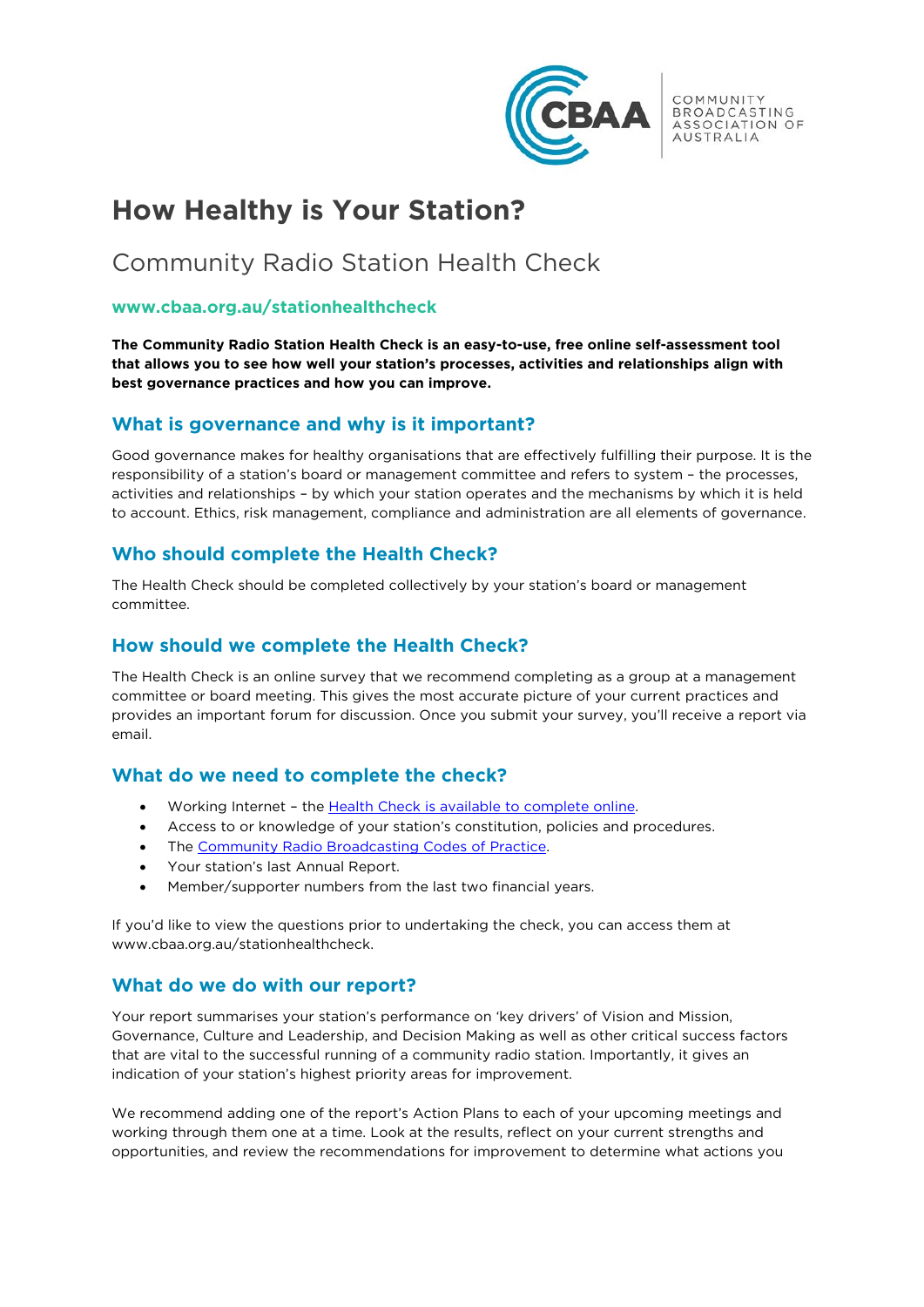# How Healthy is Your Station?

## Community Radio Station Health Check

### www.cbaa.org.au/stationhealthcheck

**The Community Radio Station Health Check is an easy-to-use, free online self-assessment tool that allows you to see how well your station's processes, activities and relationships align with best governance practices and how you can improve.**

### What is governance and why is it important?

Good governance makes for healthy organisations that are effectively fulfilling their purpose. It is the responsibility of a station's board or management committee and refers to system – the processes, activities and relationships – by which your station operates and the mechanisms by which it is held to account. Ethics, risk management, compliance and administration are all elements of governance.

### Who should complete the Health Check?

The Health Check should be completed collectively by your station's board or management committee.

### How should we complete the Health Check?

The Health Check is an online survey that we recommend completing as a group at a management committee or board meeting. This gives the most accurate picture of your current practices and provides an important forum for discussion. Once you submit your survey, you'll receive a report via email.

### What do we need to complete the check?

- Working Internet – the Health Check is available to complete online.
- Access to or knowledge of your station's constitution, policies and procedures.
- The Community Radio Broadcasting Codes of Practice.
- Your station's last Annual Report.
- Member/supporter numbers from the last two financial years.

If you'd like to view the questions prior to undertaking the check, you can access them at www.cbaa.org.au/stationhealthcheck.

### What do we do with our report?

Your report summarises your station's performance on 'key drivers' of Vision and Mission, Governance, Culture and Leadership, and Decision Making as well as other critical success factors that are vital to the successful running of a community radio station. Importantly, it gives an indication of your station's highest priority areas for improvement.

We recommend adding one of the report's Action Plans to each of your upcoming meetings and working through them one at a time. Look at the results, reflect on your current strengths and opportunities, and review the recommendations for improvement to determine what actions you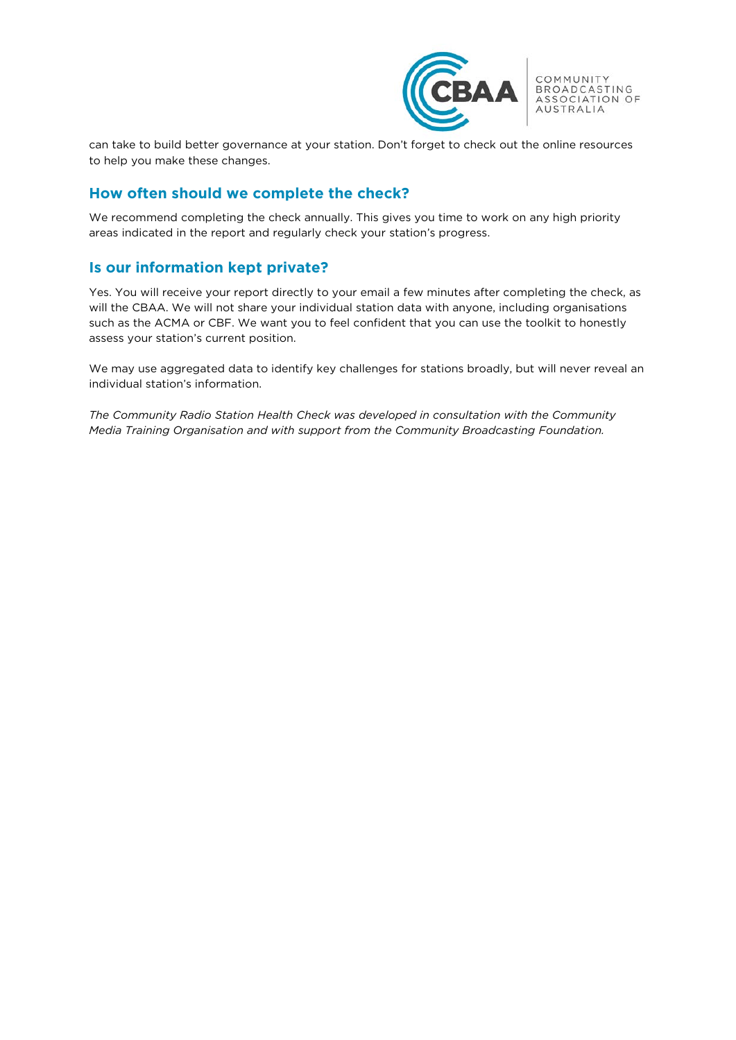can take to build better governance at your station. Don't forget to check out the online resources to help you make these changes.

## How often should we complete the check?

We recommend completing the check annually. This gives you time to work on any high priority areas indicated in the report and regularly check your station's progress.

## Is our information kept private?

Yes. You will receive your report directly to your email a few minutes after completing the check, as will the CBAA. We will not share your individual station data with anyone, including organisations such as the ACMA or CBF. We want you to feel confident that you can use the toolkit to honestly assess your station's current position.

We may use aggregated data to identify key challenges for stations broadly, but will never reveal an individual station's information.

*The Community Radio Station Health Check was developed in consultation with the Community Media Training Organisation and with support from the Community Broadcasting Foundation.*